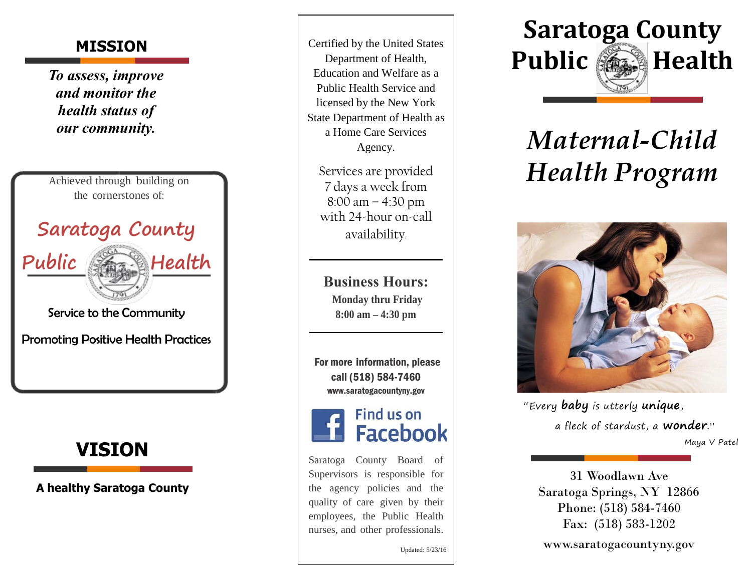## MISSION

***To assess, improve and monitor the health status of our community.***

Achieved through building on the cornerstones of:

Saratoga County Public Health

Service to the Community

Promoting Positive Health Practices

## VISION

**A healthy Saratoga County**

Certified by the United States Department of Health, Education and Welfare as a Public Health Service and licensed by the New York State Department of Health as a Home Care Services Agency.

Services are provided 7 days a week from 8:00 am – 4:30 pm with 24-hour on-call availability.

**Business Hours:**
**Monday thru Friday**
**8:00 am – 4:30 pm**

**For more information, please call (518) 584-7460**
**www.saratogacountyny.gov**

Find us on Facebook

Saratoga County Board of Supervisors is responsible for the agency policies and the quality of care given by their employees, the Public Health nurses, and other professionals.

Updated: 5/23/16

# Saratoga County Public Health

# *Maternal-Child Health Program*

"Every **baby** is utterly **unique**, a fleck of stardust, a **wonder**."
Maya V Patel

31 Woodlawn Ave
Saratoga Springs, NY 12866
Phone: (518) 584-7460
Fax: (518) 583-1202

www.saratogacountyny.gov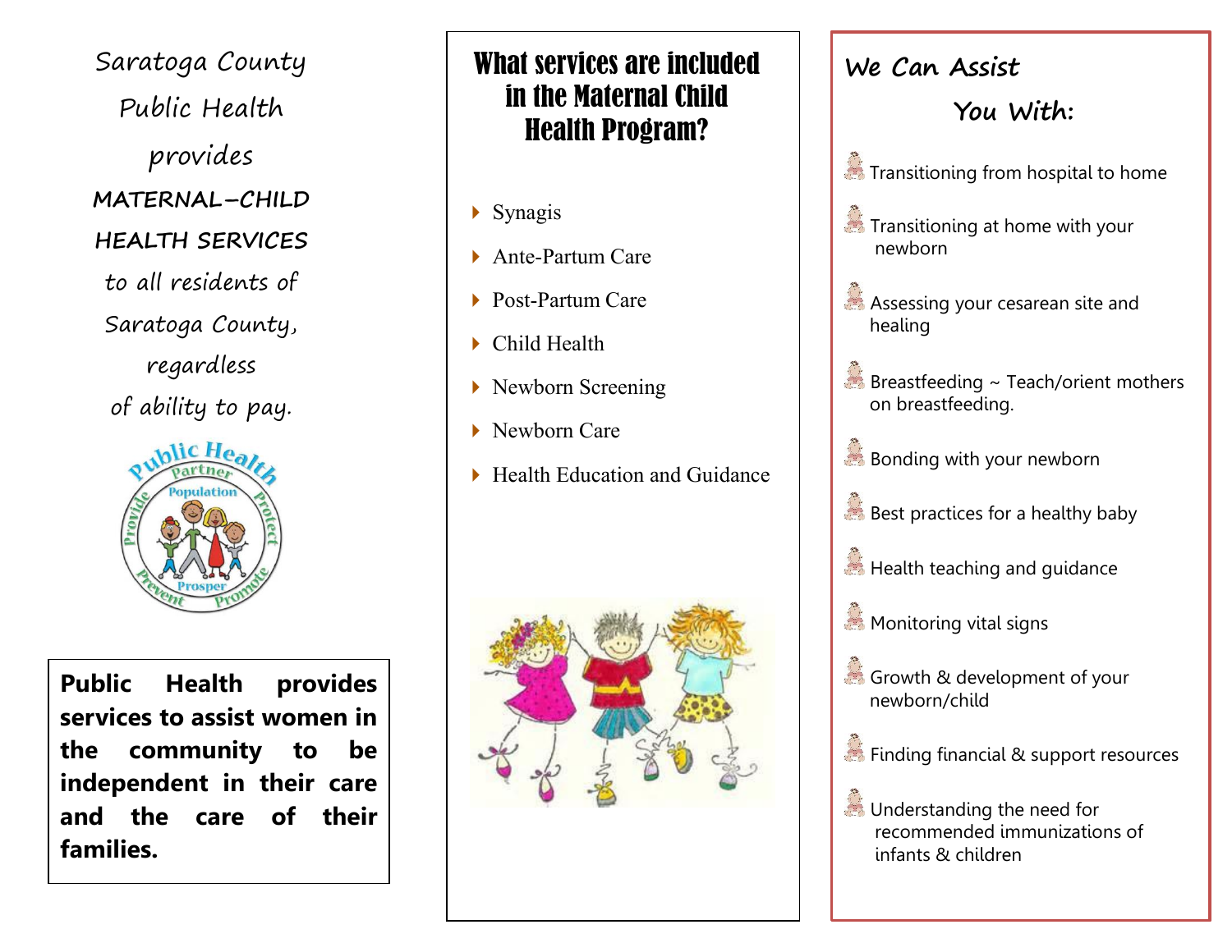Saratoga County Public Health provides **MATERNAL–CHILD HEALTH SERVICES** to all residents of Saratoga County, regardless of ability to pay.

**Public Health provides services to assist women in the community to be independent in their care and the care of their families.**

## What services are included in the Maternal Child Health Program?

- Synagis
- Ante-Partum Care
- Post-Partum Care
- Child Health
- Newborn Screening
- Newborn Care
- Health Education and Guidance

## We Can Assist You With:

- Transitioning from hospital to home
- Transitioning at home with your newborn
- Assessing your cesarean site and healing
- Breastfeeding ~ Teach/orient mothers on breastfeeding.
- Bonding with your newborn
- Best practices for a healthy baby
- Health teaching and guidance
- Monitoring vital signs
- Growth & development of your newborn/child
- Finding financial & support resources
- Understanding the need for recommended immunizations of infants & children